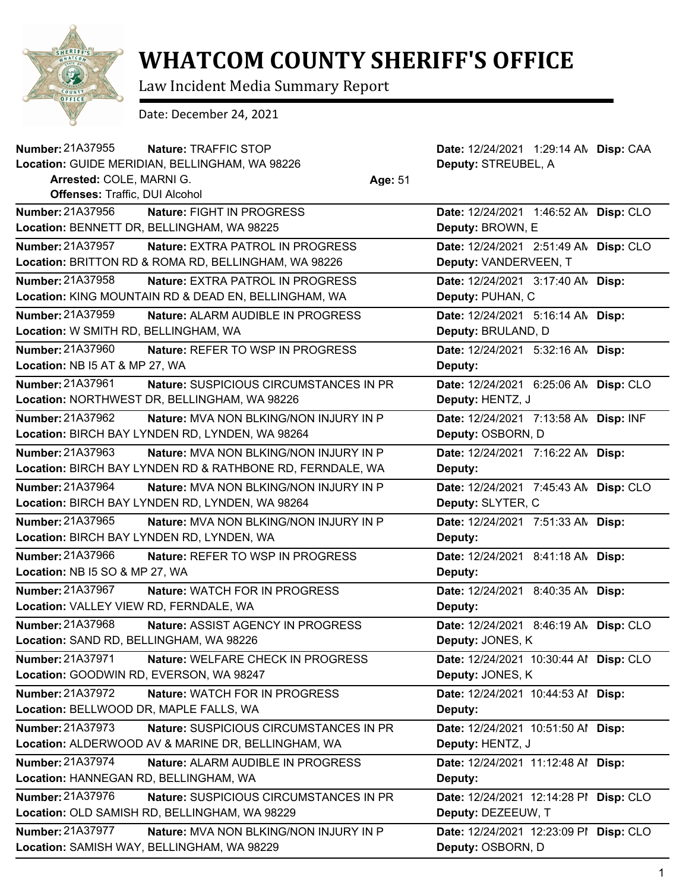# WHATCOM COUNTY SHERIFF'S OFFICE

Law Incident Media Summary Report

Date: December 24, 2021

---

**Number:** 21A37955 **Nature:** TRAFFIC STOP **Date:** 12/24/2021 1:29:14 AM **Disp:** CAA
**Location:** GUIDE MERIDIAN, BELLINGHAM, WA 98226 **Deputy:** STREUBEL, A
**Arrested:** COLE, MARNI G. **Age:** 51
**Offenses:** Traffic, DUI Alcohol

---

**Number:** 21A37956 **Nature:** FIGHT IN PROGRESS **Date:** 12/24/2021 1:46:52 AM **Disp:** CLO
**Location:** BENNETT DR, BELLINGHAM, WA 98225 **Deputy:** BROWN, E

---

**Number:** 21A37957 **Nature:** EXTRA PATROL IN PROGRESS **Date:** 12/24/2021 2:51:49 AM **Disp:** CLO
**Location:** BRITTON RD & ROMA RD, BELLINGHAM, WA 98226 **Deputy:** VANDERVEEN, T

---

**Number:** 21A37958 **Nature:** EXTRA PATROL IN PROGRESS **Date:** 12/24/2021 3:17:40 AM **Disp:**
**Location:** KING MOUNTAIN RD & DEAD EN, BELLINGHAM, WA **Deputy:** PUHAN, C

---

**Number:** 21A37959 **Nature:** ALARM AUDIBLE IN PROGRESS **Date:** 12/24/2021 5:16:14 AM **Disp:**
**Location:** W SMITH RD, BELLINGHAM, WA **Deputy:** BRULAND, D

---

**Number:** 21A37960 **Nature:** REFER TO WSP IN PROGRESS **Date:** 12/24/2021 5:32:16 AM **Disp:**
**Location:** NB I5 AT & MP 27, WA **Deputy:**

---

**Number:** 21A37961 **Nature:** SUSPICIOUS CIRCUMSTANCES IN PR **Date:** 12/24/2021 6:25:06 AM **Disp:** CLO
**Location:** NORTHWEST DR, BELLINGHAM, WA 98226 **Deputy:** HENTZ, J

---

**Number:** 21A37962 **Nature:** MVA NON BLKING/NON INJURY IN P **Date:** 12/24/2021 7:13:58 AM **Disp:** INF
**Location:** BIRCH BAY LYNDEN RD, LYNDEN, WA 98264 **Deputy:** OSBORN, D

---

**Number:** 21A37963 **Nature:** MVA NON BLKING/NON INJURY IN P **Date:** 12/24/2021 7:16:22 AM **Disp:**
**Location:** BIRCH BAY LYNDEN RD & RATHBONE RD, FERNDALE, WA **Deputy:**

---

**Number:** 21A37964 **Nature:** MVA NON BLKING/NON INJURY IN P **Date:** 12/24/2021 7:45:43 AM **Disp:** CLO
**Location:** BIRCH BAY LYNDEN RD, LYNDEN, WA 98264 **Deputy:** SLYTER, C

---

**Number:** 21A37965 **Nature:** MVA NON BLKING/NON INJURY IN P **Date:** 12/24/2021 7:51:33 AM **Disp:**
**Location:** BIRCH BAY LYNDEN RD, LYNDEN, WA **Deputy:**

---

**Number:** 21A37966 **Nature:** REFER TO WSP IN PROGRESS **Date:** 12/24/2021 8:41:18 AM **Disp:**
**Location:** NB I5 SO & MP 27, WA **Deputy:**

---

**Number:** 21A37967 **Nature:** WATCH FOR IN PROGRESS **Date:** 12/24/2021 8:40:35 AM **Disp:**
**Location:** VALLEY VIEW RD, FERNDALE, WA **Deputy:**

---

**Number:** 21A37968 **Nature:** ASSIST AGENCY IN PROGRESS **Date:** 12/24/2021 8:46:19 AM **Disp:** CLO
**Location:** SAND RD, BELLINGHAM, WA 98226 **Deputy:** JONES, K

---

**Number:** 21A37971 **Nature:** WELFARE CHECK IN PROGRESS **Date:** 12/24/2021 10:30:44 AM **Disp:** CLO
**Location:** GOODWIN RD, EVERSON, WA 98247 **Deputy:** JONES, K

---

**Number:** 21A37972 **Nature:** WATCH FOR IN PROGRESS **Date:** 12/24/2021 10:44:53 AM **Disp:**
**Location:** BELLWOOD DR, MAPLE FALLS, WA **Deputy:**

---

**Number:** 21A37973 **Nature:** SUSPICIOUS CIRCUMSTANCES IN PR **Date:** 12/24/2021 10:51:50 AM **Disp:**
**Location:** ALDERWOOD AV & MARINE DR, BELLINGHAM, WA **Deputy:** HENTZ, J

---

**Number:** 21A37974 **Nature:** ALARM AUDIBLE IN PROGRESS **Date:** 12/24/2021 11:12:48 AM **Disp:**
**Location:** HANNEGAN RD, BELLINGHAM, WA **Deputy:**

---

**Number:** 21A37976 **Nature:** SUSPICIOUS CIRCUMSTANCES IN PR **Date:** 12/24/2021 12:14:28 PM **Disp:** CLO
**Location:** OLD SAMISH RD, BELLINGHAM, WA 98229 **Deputy:** DEZEEUW, T

---

**Number:** 21A37977 **Nature:** MVA NON BLKING/NON INJURY IN P **Date:** 12/24/2021 12:23:09 PM **Disp:** CLO
**Location:** SAMISH WAY, BELLINGHAM, WA 98229 **Deputy:** OSBORN, D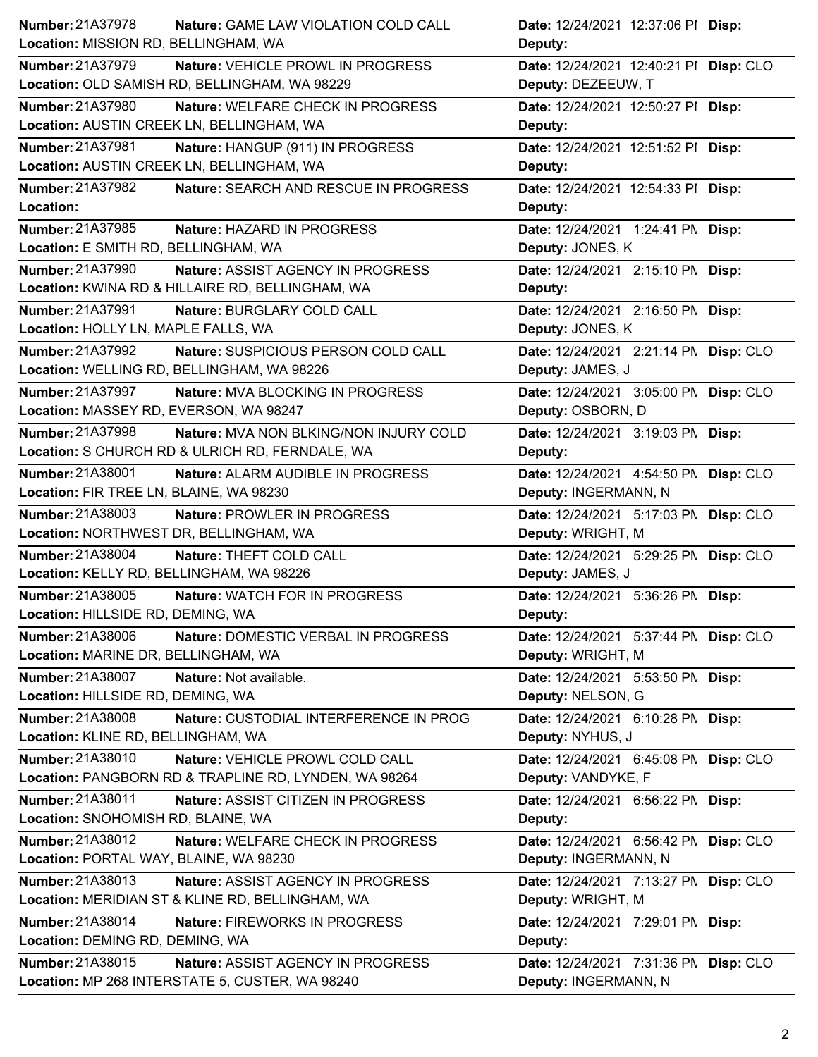| Number | Nature | Location | Date | Deputy | Disp |
|---|---|---|---|---|---|
| 21A37978 | GAME LAW VIOLATION COLD CALL | MISSION RD, BELLINGHAM, WA | 12/24/2021 12:37:06 PM | | |
| 21A37979 | VEHICLE PROWL IN PROGRESS | OLD SAMISH RD, BELLINGHAM, WA 98229 | 12/24/2021 12:40:21 PM | DEZEEUW, T | CLO |
| 21A37980 | WELFARE CHECK IN PROGRESS | AUSTIN CREEK LN, BELLINGHAM, WA | 12/24/2021 12:50:27 PM | | |
| 21A37981 | HANGUP (911) IN PROGRESS | AUSTIN CREEK LN, BELLINGHAM, WA | 12/24/2021 12:51:52 PM | | |
| 21A37982 | SEARCH AND RESCUE IN PROGRESS | | 12/24/2021 12:54:33 PM | | |
| 21A37985 | HAZARD IN PROGRESS | E SMITH RD, BELLINGHAM, WA | 12/24/2021 1:24:41 PM | JONES, K | |
| 21A37990 | ASSIST AGENCY IN PROGRESS | KWINA RD & HILLAIRE RD, BELLINGHAM, WA | 12/24/2021 2:15:10 PM | | |
| 21A37991 | BURGLARY COLD CALL | HOLLY LN, MAPLE FALLS, WA | 12/24/2021 2:16:50 PM | JONES, K | |
| 21A37992 | SUSPICIOUS PERSON COLD CALL | WELLING RD, BELLINGHAM, WA 98226 | 12/24/2021 2:21:14 PM | JAMES, J | CLO |
| 21A37997 | MVA BLOCKING IN PROGRESS | MASSEY RD, EVERSON, WA 98247 | 12/24/2021 3:05:00 PM | OSBORN, D | CLO |
| 21A37998 | MVA NON BLKING/NON INJURY COLD | S CHURCH RD & ULRICH RD, FERNDALE, WA | 12/24/2021 3:19:03 PM | | |
| 21A38001 | ALARM AUDIBLE IN PROGRESS | FIR TREE LN, BLAINE, WA 98230 | 12/24/2021 4:54:50 PM | INGERMANN, N | CLO |
| 21A38003 | PROWLER IN PROGRESS | NORTHWEST DR, BELLINGHAM, WA | 12/24/2021 5:17:03 PM | WRIGHT, M | CLO |
| 21A38004 | THEFT COLD CALL | KELLY RD, BELLINGHAM, WA 98226 | 12/24/2021 5:29:25 PM | JAMES, J | CLO |
| 21A38005 | WATCH FOR IN PROGRESS | HILLSIDE RD, DEMING, WA | 12/24/2021 5:36:26 PM | | |
| 21A38006 | DOMESTIC VERBAL IN PROGRESS | MARINE DR, BELLINGHAM, WA | 12/24/2021 5:37:44 PM | WRIGHT, M | CLO |
| 21A38007 | Not available. | HILLSIDE RD, DEMING, WA | 12/24/2021 5:53:50 PM | NELSON, G | |
| 21A38008 | CUSTODIAL INTERFERENCE IN PROG | KLINE RD, BELLINGHAM, WA | 12/24/2021 6:10:28 PM | NYHUS, J | |
| 21A38010 | VEHICLE PROWL COLD CALL | PANGBORN RD & TRAPLINE RD, LYNDEN, WA 98264 | 12/24/2021 6:45:08 PM | VANDYKE, F | CLO |
| 21A38011 | ASSIST CITIZEN IN PROGRESS | SNOHOMISH RD, BLAINE, WA | 12/24/2021 6:56:22 PM | | |
| 21A38012 | WELFARE CHECK IN PROGRESS | PORTAL WAY, BLAINE, WA 98230 | 12/24/2021 6:56:42 PM | INGERMANN, N | CLO |
| 21A38013 | ASSIST AGENCY IN PROGRESS | MERIDIAN ST & KLINE RD, BELLINGHAM, WA | 12/24/2021 7:13:27 PM | WRIGHT, M | CLO |
| 21A38014 | FIREWORKS IN PROGRESS | DEMING RD, DEMING, WA | 12/24/2021 7:29:01 PM | | |
| 21A38015 | ASSIST AGENCY IN PROGRESS | MP 268 INTERSTATE 5, CUSTER, WA 98240 | 12/24/2021 7:31:36 PM | INGERMANN, N | CLO |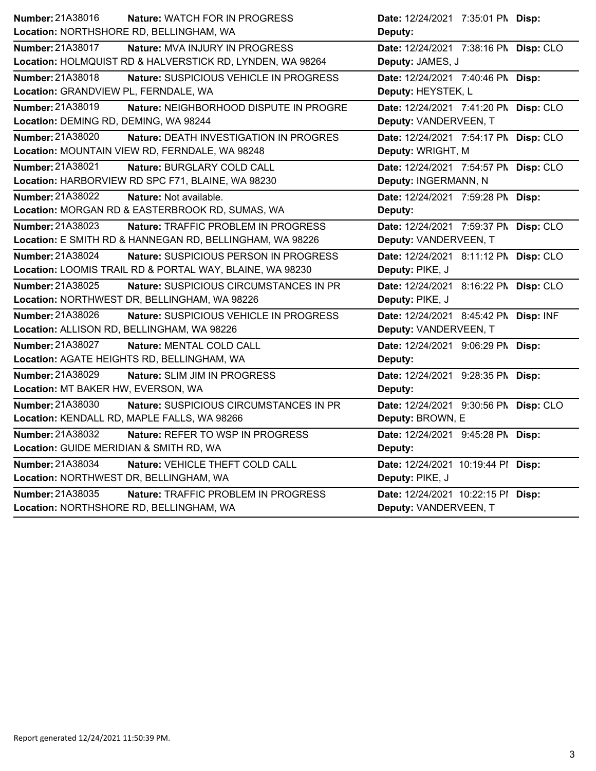| | | |
|---|---|---|
| **Number:** 21A38016 | **Nature:** WATCH FOR IN PROGRESS | **Date:** 12/24/2021 7:35:01 PM **Disp:** |
| **Location:** NORTHSHORE RD, BELLINGHAM, WA | | **Deputy:** |
| **Number:** 21A38017 | **Nature:** MVA INJURY IN PROGRESS | **Date:** 12/24/2021 7:38:16 PM **Disp:** CLO |
| **Location:** HOLMQUIST RD & HALVERSTICK RD, LYNDEN, WA 98264 | | **Deputy:** JAMES, J |
| **Number:** 21A38018 | **Nature:** SUSPICIOUS VEHICLE IN PROGRESS | **Date:** 12/24/2021 7:40:46 PM **Disp:** |
| **Location:** GRANDVIEW PL, FERNDALE, WA | | **Deputy:** HEYSTEK, L |
| **Number:** 21A38019 | **Nature:** NEIGHBORHOOD DISPUTE IN PROGRE | **Date:** 12/24/2021 7:41:20 PM **Disp:** CLO |
| **Location:** DEMING RD, DEMING, WA 98244 | | **Deputy:** VANDERVEEN, T |
| **Number:** 21A38020 | **Nature:** DEATH INVESTIGATION IN PROGRES | **Date:** 12/24/2021 7:54:17 PM **Disp:** CLO |
| **Location:** MOUNTAIN VIEW RD, FERNDALE, WA 98248 | | **Deputy:** WRIGHT, M |
| **Number:** 21A38021 | **Nature:** BURGLARY COLD CALL | **Date:** 12/24/2021 7:54:57 PM **Disp:** CLO |
| **Location:** HARBORVIEW RD SPC F71, BLAINE, WA 98230 | | **Deputy:** INGERMANN, N |
| **Number:** 21A38022 | **Nature:** Not available. | **Date:** 12/24/2021 7:59:28 PM **Disp:** |
| **Location:** MORGAN RD & EASTERBROOK RD, SUMAS, WA | | **Deputy:** |
| **Number:** 21A38023 | **Nature:** TRAFFIC PROBLEM IN PROGRESS | **Date:** 12/24/2021 7:59:37 PM **Disp:** CLO |
| **Location:** E SMITH RD & HANNEGAN RD, BELLINGHAM, WA 98226 | | **Deputy:** VANDERVEEN, T |
| **Number:** 21A38024 | **Nature:** SUSPICIOUS PERSON IN PROGRESS | **Date:** 12/24/2021 8:11:12 PM **Disp:** CLO |
| **Location:** LOOMIS TRAIL RD & PORTAL WAY, BLAINE, WA 98230 | | **Deputy:** PIKE, J |
| **Number:** 21A38025 | **Nature:** SUSPICIOUS CIRCUMSTANCES IN PR | **Date:** 12/24/2021 8:16:22 PM **Disp:** CLO |
| **Location:** NORTHWEST DR, BELLINGHAM, WA 98226 | | **Deputy:** PIKE, J |
| **Number:** 21A38026 | **Nature:** SUSPICIOUS VEHICLE IN PROGRESS | **Date:** 12/24/2021 8:45:42 PM **Disp:** INF |
| **Location:** ALLISON RD, BELLINGHAM, WA 98226 | | **Deputy:** VANDERVEEN, T |
| **Number:** 21A38027 | **Nature:** MENTAL COLD CALL | **Date:** 12/24/2021 9:06:29 PM **Disp:** |
| **Location:** AGATE HEIGHTS RD, BELLINGHAM, WA | | **Deputy:** |
| **Number:** 21A38029 | **Nature:** SLIM JIM IN PROGRESS | **Date:** 12/24/2021 9:28:35 PM **Disp:** |
| **Location:** MT BAKER HW, EVERSON, WA | | **Deputy:** |
| **Number:** 21A38030 | **Nature:** SUSPICIOUS CIRCUMSTANCES IN PR | **Date:** 12/24/2021 9:30:56 PM **Disp:** CLO |
| **Location:** KENDALL RD, MAPLE FALLS, WA 98266 | | **Deputy:** BROWN, E |
| **Number:** 21A38032 | **Nature:** REFER TO WSP IN PROGRESS | **Date:** 12/24/2021 9:45:28 PM **Disp:** |
| **Location:** GUIDE MERIDIAN & SMITH RD, WA | | **Deputy:** |
| **Number:** 21A38034 | **Nature:** VEHICLE THEFT COLD CALL | **Date:** 12/24/2021 10:19:44 PM **Disp:** |
| **Location:** NORTHWEST DR, BELLINGHAM, WA | | **Deputy:** PIKE, J |
| **Number:** 21A38035 | **Nature:** TRAFFIC PROBLEM IN PROGRESS | **Date:** 12/24/2021 10:22:15 PM **Disp:** |
| **Location:** NORTHSHORE RD, BELLINGHAM, WA | | **Deputy:** VANDERVEEN, T |

Report generated 12/24/2021 11:50:39 PM.